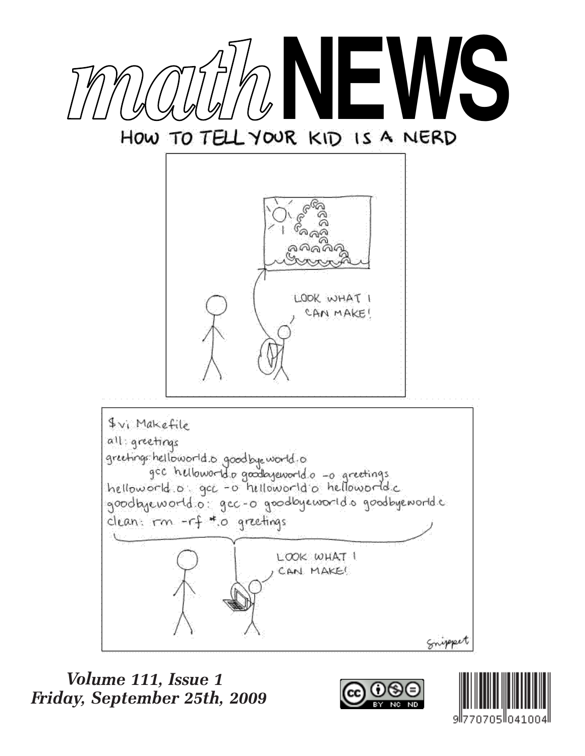# mathNEWS

## HOW TO TELL YOUR KID IS A NERD

LOOK WHAT I CAN MAKE!

```
$vi Makefile
all: greetings
greetings: helloworld.o goodbyeworld.o
        gcc helloworld.o goodbyeworld.o -o greetings
helloworld.o: gcc -o helloworld.o helloworld.c
goodbyeworld.o: gcc -o goodbyeworld.o goodbyeworld.c
clean: rm -rf *.o greetings
```

LOOK WHAT I CAN MAKE!

Snippet

***Volume 111, Issue 1***
***Friday, September 25th, 2009***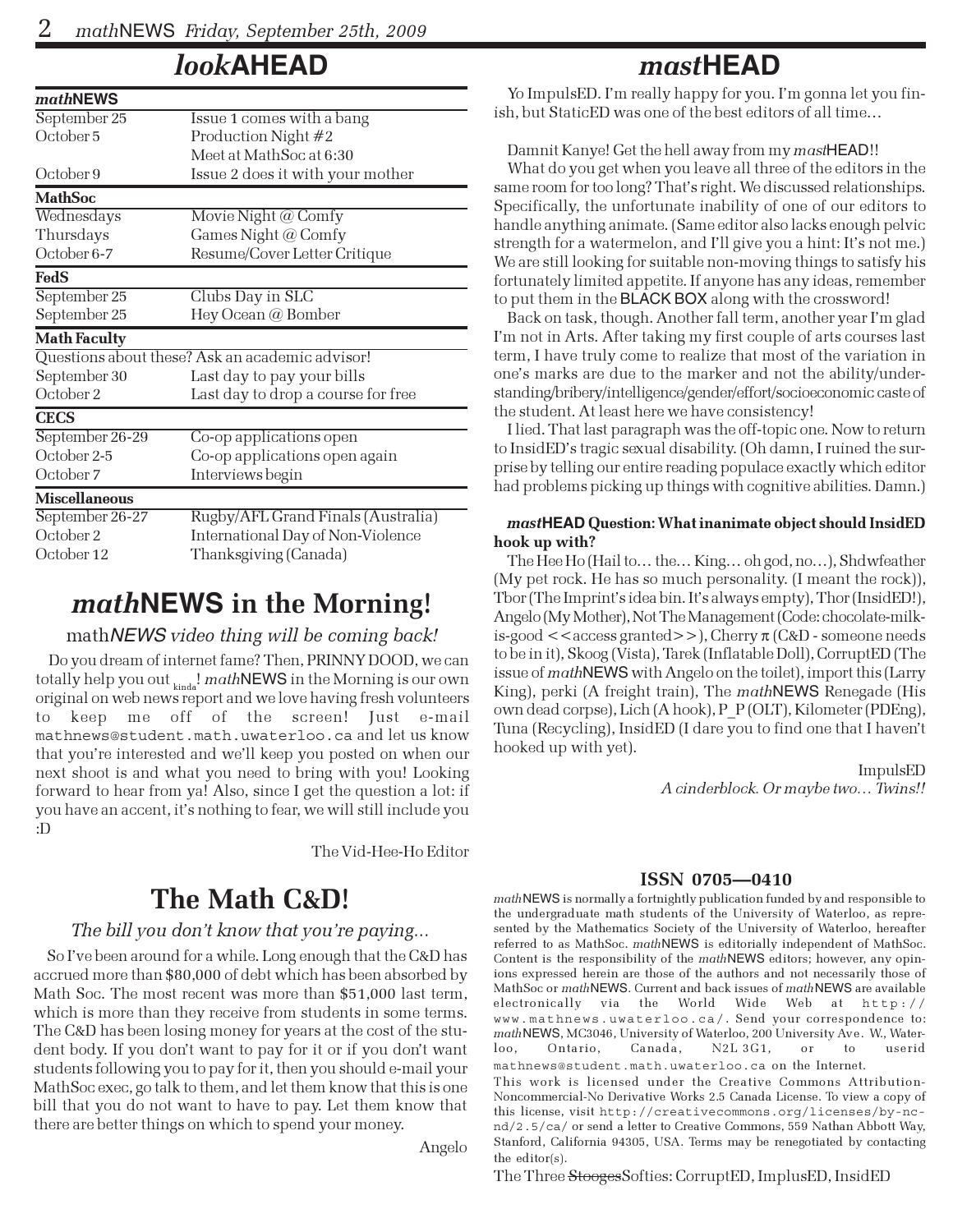# *look*AHEAD

| ***math*NEWS** | |
|---|---|
| September 25 | Issue 1 comes with a bang |
| October 5 | Production Night #2 |
| | Meet at MathSoc at 6:30 |
| October 9 | Issue 2 does it with your mother |
| **MathSoc** | |
| Wednesdays | Movie Night @ Comfy |
| Thursdays | Games Night @ Comfy |
| October 6-7 | Resume/Cover Letter Critique |
| **FedS** | |
| September 25 | Clubs Day in SLC |
| September 25 | Hey Ocean @ Bomber |
| **Math Faculty** | |
| Questions about these? Ask an academic advisor! | |
| September 30 | Last day to pay your bills |
| October 2 | Last day to drop a course for free |
| **CECS** | |
| September 26-29 | Co-op applications open |
| October 2-5 | Co-op applications open again |
| October 7 | Interviews begin |
| **Miscellaneous** | |
| September 26-27 | Rugby/AFL Grand Finals (Australia) |
| October 2 | International Day of Non-Violence |
| October 12 | Thanksgiving (Canada) |

## *math*NEWS in the Morning!

*mathNEWS video thing will be coming back!*

Do you dream of internet fame? Then, PRINNY DOOD, we can totally help you out $_{\text{kinda}}$! *math*NEWS in the Morning is our own original on web news report and we love having fresh volunteers to keep me off of the screen! Just e-mail mathnews@student.math.uwaterloo.ca and let us know that you're interested and we'll keep you posted on when our next shoot is and what you need to bring with you! Looking forward to hear from ya! Also, since I get the question a lot: if you have an accent, it's nothing to fear, we will still include you :D

The Vid-Hee-Ho Editor

## The Math C&D!

*The bill you don't know that you're paying...*

So I've been around for a while. Long enough that the C&D has accrued more than $80,000 of debt which has been absorbed by Math Soc. The most recent was more than $51,000 last term, which is more than they receive from students in some terms. The C&D has been losing money for years at the cost of the student body. If you don't want to pay for it or if you don't want students following you to pay for it, then you should e-mail your MathSoc exec, go talk to them, and let them know that this is one bill that you do not want to have to pay. Let them know that there are better things on which to spend your money.

Angelo

# *mast*HEAD

Yo ImpulsED. I'm really happy for you. I'm gonna let you finish, but StaticED was one of the best editors of all time…

Damnit Kanye! Get the hell away from my *mast*HEAD!!

What do you get when you leave all three of the editors in the same room for too long? That's right. We discussed relationships. Specifically, the unfortunate inability of one of our editors to handle anything animate. (Same editor also lacks enough pelvic strength for a watermelon, and I'll give you a hint: It's not me.) We are still looking for suitable non-moving things to satisfy his fortunately limited appetite. If anyone has any ideas, remember to put them in the BLACK BOX along with the crossword!

Back on task, though. Another fall term, another year I'm glad I'm not in Arts. After taking my first couple of arts courses last term, I have truly come to realize that most of the variation in one's marks are due to the marker and not the ability/understanding/bribery/intelligence/gender/effort/socioeconomic caste of the student. At least here we have consistency!

I lied. That last paragraph was the off-topic one. Now to return to InsidED's tragic sexual disability. (Oh damn, I ruined the surprise by telling our entire reading populace exactly which editor had problems picking up things with cognitive abilities. Damn.)

**_mast_HEAD Question: What inanimate object should InsidED hook up with?**

The Hee Ho (Hail to… the… King… oh god, no…), Shdwfeather (My pet rock. He has so much personality. (I meant the rock)), Tbor (The Imprint's idea bin. It's always empty), Thor (InsidED!), Angelo (My Mother), Not The Management (Code: chocolate-milk-is-good <<access granted>>), Cherry π (C&D - someone needs to be in it), Skoog (Vista), Tarek (Inflatable Doll), CorruptED (The issue of *math*NEWS with Angelo on the toilet), import this (Larry King), perki (A freight train), The *math*NEWS Renegade (His own dead corpse), Lich (A hook), P_P (OLT), Kilometer (PDEng), Tuna (Recycling), InsidED (I dare you to find one that I haven't hooked up with yet).

ImpulsED
*A cinderblock. Or maybe two… Twins!!*

**ISSN 0705—0410**

*math*NEWS is normally a fortnightly publication funded by and responsible to the undergraduate math students of the University of Waterloo, as represented by the Mathematics Society of the University of Waterloo, hereafter referred to as MathSoc. *math*NEWS is editorially independent of MathSoc. Content is the responsibility of the *math*NEWS editors; however, any opinions expressed herein are those of the authors and not necessarily those of MathSoc or *math*NEWS. Current and back issues of *math*NEWS are available electronically via the World Wide Web at http://www.mathnews.uwaterloo.ca/. Send your correspondence to: *math*NEWS, MC3046, University of Waterloo, 200 University Ave. W., Waterloo, Ontario, Canada, N2L 3G1, or to userid mathnews@student.math.uwaterloo.ca on the Internet.

This work is licensed under the Creative Commons Attribution-Noncommercial-No Derivative Works 2.5 Canada License. To view a copy of this license, visit http://creativecommons.org/licenses/by-nc-nd/2.5/ca/ or send a letter to Creative Commons, 559 Nathan Abbott Way, Stanford, California 94305, USA. Terms may be renegotiated by contacting the editor(s).

The Three ~~Stooges~~Softies: CorruptED, ImplusED, InsidED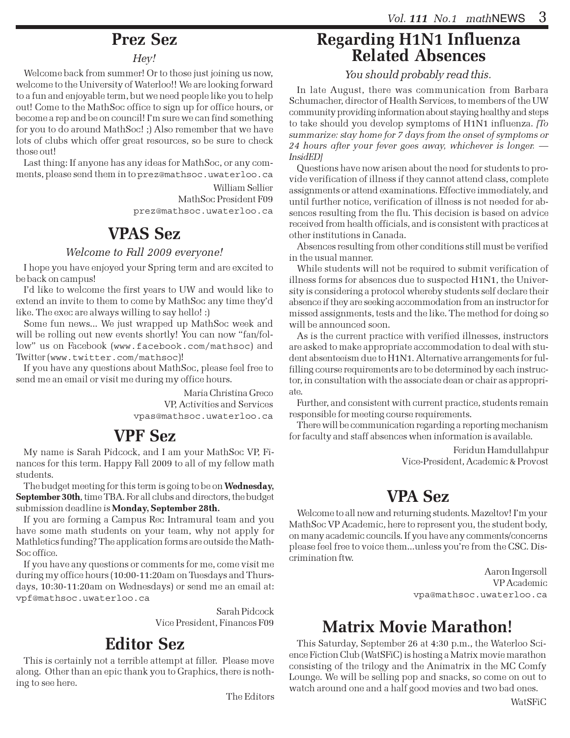## Prez Sez

*Hey!*

Welcome back from summer! Or to those just joining us now, welcome to the University of Waterloo!! We are looking forward to a fun and enjoyable term, but we need people like you to help out! Come to the MathSoc office to sign up for office hours, or become a rep and be on council! I'm sure we can find something for you to do around MathSoc! ;) Also remember that we have lots of clubs which offer great resources, so be sure to check those out!

Last thing: If anyone has any ideas for MathSoc, or any comments, please send them in to prez@mathsoc.uwaterloo.ca

William Sellier
MathSoc President F09
prez@mathsoc.uwaterloo.ca

## VPAS Sez

*Welcome to Fall 2009 everyone!*

I hope you have enjoyed your Spring term and are excited to be back on campus!

I'd like to welcome the first years to UW and would like to extend an invite to them to come by MathSoc any time they'd like. The exec are always willing to say hello! :)

Some fun news... We just wrapped up MathSoc week and will be rolling out new events shortly! You can now "fan/follow" us on Facebook (www.facebook.com/mathsoc) and Twitter (www.twitter.com/mathsoc)!

If you have any questions about MathSoc, please feel free to send me an email or visit me during my office hours.

Maria Christina Greco
VP, Activities and Services
vpas@mathsoc.uwaterloo.ca

## VPF Sez

My name is Sarah Pidcock, and I am your MathSoc VP, Finances for this term. Happy Fall 2009 to all of my fellow math students.

The budget meeting for this term is going to be on **Wednesday, September 30th**, time TBA. For all clubs and directors, the budget submission deadline is **Monday, September 28th.**

If you are forming a Campus Rec Intramural team and you have some math students on your team, why not apply for Mathletics funding? The application forms are outside the MathSoc office.

If you have any questions or comments for me, come visit me during my office hours (10:00-11:20am on Tuesdays and Thursdays, 10:30-11:20am on Wednesdays) or send me an email at: vpf@mathsoc.uwaterloo.ca

Sarah Pidcock
Vice President, Finances F09

## Editor Sez

This is certainly not a terrible attempt at filler. Please move along. Other than an epic thank you to Graphics, there is nothing to see here.

The Editors

## Regarding H1N1 Influenza Related Absences

*You should probably read this.*

In late August, there was communication from Barbara Schumacher, director of Health Services, to members of the UW community providing information about staying healthy and steps to take should you develop symptoms of H1N1 influenza. *[To summarize: stay home for 7 days from the onset of symptoms or 24 hours after your fever goes away, whichever is longer. — InsidED]*

Questions have now arisen about the need for students to provide verification of illness if they cannot attend class, complete assignments or attend examinations. Effective immediately, and until further notice, verification of illness is not needed for absences resulting from the flu. This decision is based on advice received from health officials, and is consistent with practices at other institutions in Canada.

Absences resulting from other conditions still must be verified in the usual manner.

While students will not be required to submit verification of illness forms for absences due to suspected H1N1, the University is considering a protocol whereby students self declare their absence if they are seeking accommodation from an instructor for missed assignments, tests and the like. The method for doing so will be announced soon.

As is the current practice with verified illnesses, instructors are asked to make appropriate accommodation to deal with student absenteeism due to H1N1. Alternative arrangements for fulfilling course requirements are to be determined by each instructor, in consultation with the associate dean or chair as appropriate.

Further, and consistent with current practice, students remain responsible for meeting course requirements.

There will be communication regarding a reporting mechanism for faculty and staff absences when information is available.

Feridun Hamdullahpur
Vice-President, Academic & Provost

## VPA Sez

Welcome to all new and returning students. Mazeltov! I'm your MathSoc VP Academic, here to represent you, the student body, on many academic councils. If you have any comments/concerns please feel free to voice them...unless you're from the CSC. Discrimination ftw.

Aaron Ingersoll
VP Academic
vpa@mathsoc.uwaterloo.ca

## Matrix Movie Marathon!

This Saturday, September 26 at 4:30 p.m., the Waterloo Science Fiction Club (WatSFiC) is hosting a Matrix movie marathon consisting of the trilogy and the Animatrix in the MC Comfy Lounge. We will be selling pop and snacks, so come on out to watch around one and a half good movies and two bad ones.

WatSFiC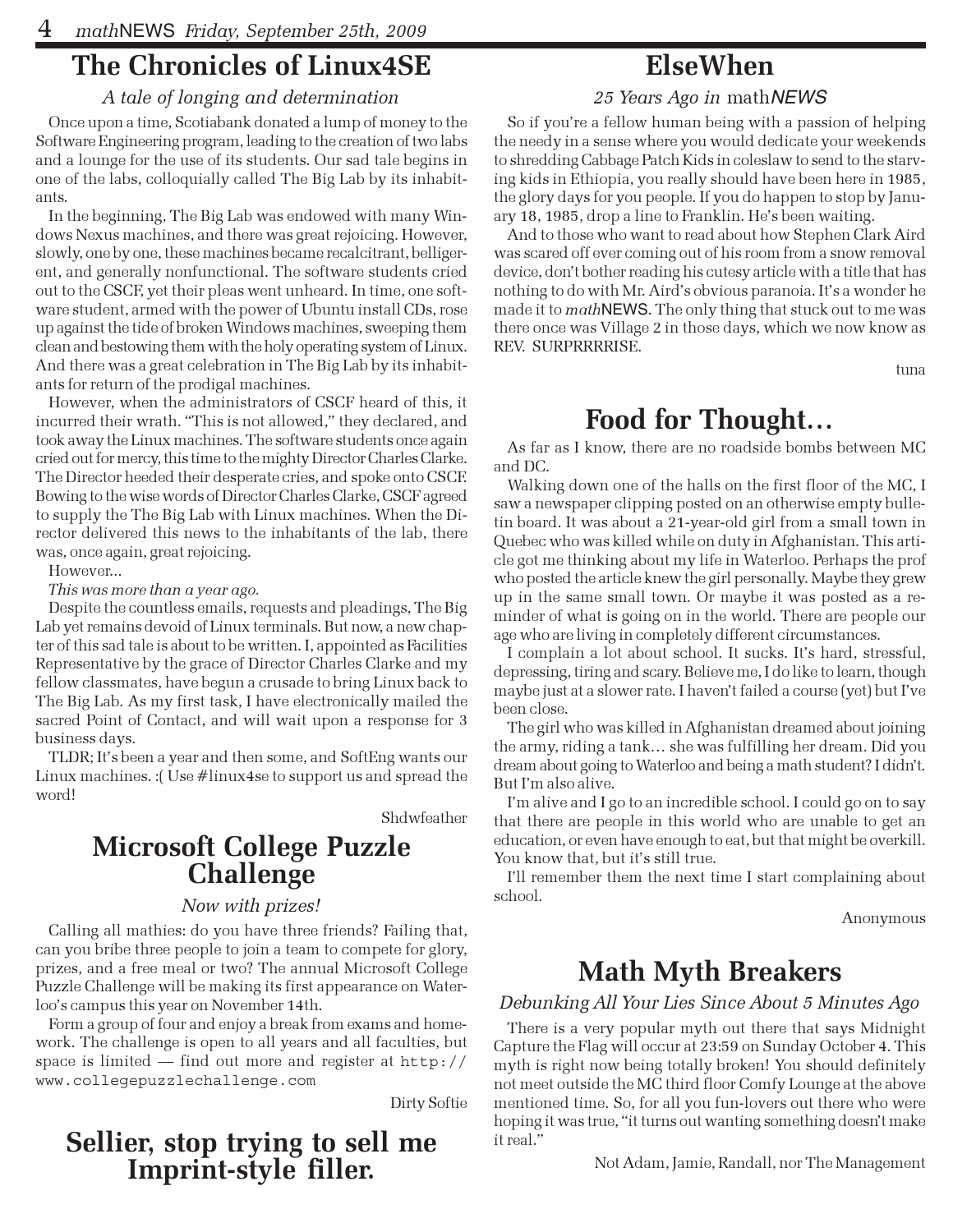## The Chronicles of Linux4SE

*A tale of longing and determination*

Once upon a time, Scotiabank donated a lump of money to the Software Engineering program, leading to the creation of two labs and a lounge for the use of its students. Our sad tale begins in one of the labs, colloquially called The Big Lab by its inhabitants.

In the beginning, The Big Lab was endowed with many Windows Nexus machines, and there was great rejoicing. However, slowly, one by one, these machines became recalcitrant, belligerent, and generally nonfunctional. The software students cried out to the CSCF, yet their pleas went unheard. In time, one software student, armed with the power of Ubuntu install CDs, rose up against the tide of broken Windows machines, sweeping them clean and bestowing them with the holy operating system of Linux. And there was a great celebration in The Big Lab by its inhabitants for return of the prodigal machines.

However, when the administrators of CSCF heard of this, it incurred their wrath. "This is not allowed," they declared, and took away the Linux machines. The software students once again cried out for mercy, this time to the mighty Director Charles Clarke. The Director heeded their desperate cries, and spoke onto CSCF. Bowing to the wise words of Director Charles Clarke, CSCF agreed to supply the The Big Lab with Linux machines. When the Director delivered this news to the inhabitants of the lab, there was, once again, great rejoicing.

However...

*This was more than a year ago.*

Despite the countless emails, requests and pleadings, The Big Lab yet remains devoid of Linux terminals. But now, a new chapter of this sad tale is about to be written. I, appointed as Facilities Representative by the grace of Director Charles Clarke and my fellow classmates, have begun a crusade to bring Linux back to The Big Lab. As my first task, I have electronically mailed the sacred Point of Contact, and will wait upon a response for 3 business days.

TLDR; It's been a year and then some, and SoftEng wants our Linux machines. :( Use #linux4se to support us and spread the word!

Shdwfeather

## Microsoft College Puzzle Challenge

*Now with prizes!*

Calling all mathies: do you have three friends? Failing that, can you bribe three people to join a team to compete for glory, prizes, and a free meal or two? The annual Microsoft College Puzzle Challenge will be making its first appearance on Waterloo's campus this year on November 14th.

Form a group of four and enjoy a break from exams and homework. The challenge is open to all years and all faculties, but space is limited — find out more and register at `http://www.collegepuzzlechallenge.com`

Dirty Softie

## Sellier, stop trying to sell me Imprint-style filler.

## ElseWhen

*25 Years Ago in* math*NEWS*

So if you're a fellow human being with a passion of helping the needy in a sense where you would dedicate your weekends to shredding Cabbage Patch Kids in coleslaw to send to the starving kids in Ethiopia, you really should have been here in 1985, the glory days for you people. If you do happen to stop by January 18, 1985, drop a line to Franklin. He's been waiting.

And to those who want to read about how Stephen Clark Aird was scared off ever coming out of his room from a snow removal device, don't bother reading his cutesy article with a title that has nothing to do with Mr. Aird's obvious paranoia. It's a wonder he made it to *math*NEWS. The only thing that stuck out to me was there once was Village 2 in those days, which we now know as REV. SURPRRRRISE.

tuna

## Food for Thought…

As far as I know, there are no roadside bombs between MC and DC.

Walking down one of the halls on the first floor of the MC, I saw a newspaper clipping posted on an otherwise empty bulletin board. It was about a 21-year-old girl from a small town in Quebec who was killed while on duty in Afghanistan. This article got me thinking about my life in Waterloo. Perhaps the prof who posted the article knew the girl personally. Maybe they grew up in the same small town. Or maybe it was posted as a reminder of what is going on in the world. There are people our age who are living in completely different circumstances.

I complain a lot about school. It sucks. It's hard, stressful, depressing, tiring and scary. Believe me, I do like to learn, though maybe just at a slower rate. I haven't failed a course (yet) but I've been close.

The girl who was killed in Afghanistan dreamed about joining the army, riding a tank… she was fulfilling her dream. Did you dream about going to Waterloo and being a math student? I didn't. But I'm also alive.

I'm alive and I go to an incredible school. I could go on to say that there are people in this world who are unable to get an education, or even have enough to eat, but that might be overkill. You know that, but it's still true.

I'll remember them the next time I start complaining about school.

Anonymous

## Math Myth Breakers

*Debunking All Your Lies Since About 5 Minutes Ago*

There is a very popular myth out there that says Midnight Capture the Flag will occur at 23:59 on Sunday October 4. This myth is right now being totally broken! You should definitely not meet outside the MC third floor Comfy Lounge at the above mentioned time. So, for all you fun-lovers out there who were hoping it was true, "it turns out wanting something doesn't make it real."

Not Adam, Jamie, Randall, nor The Management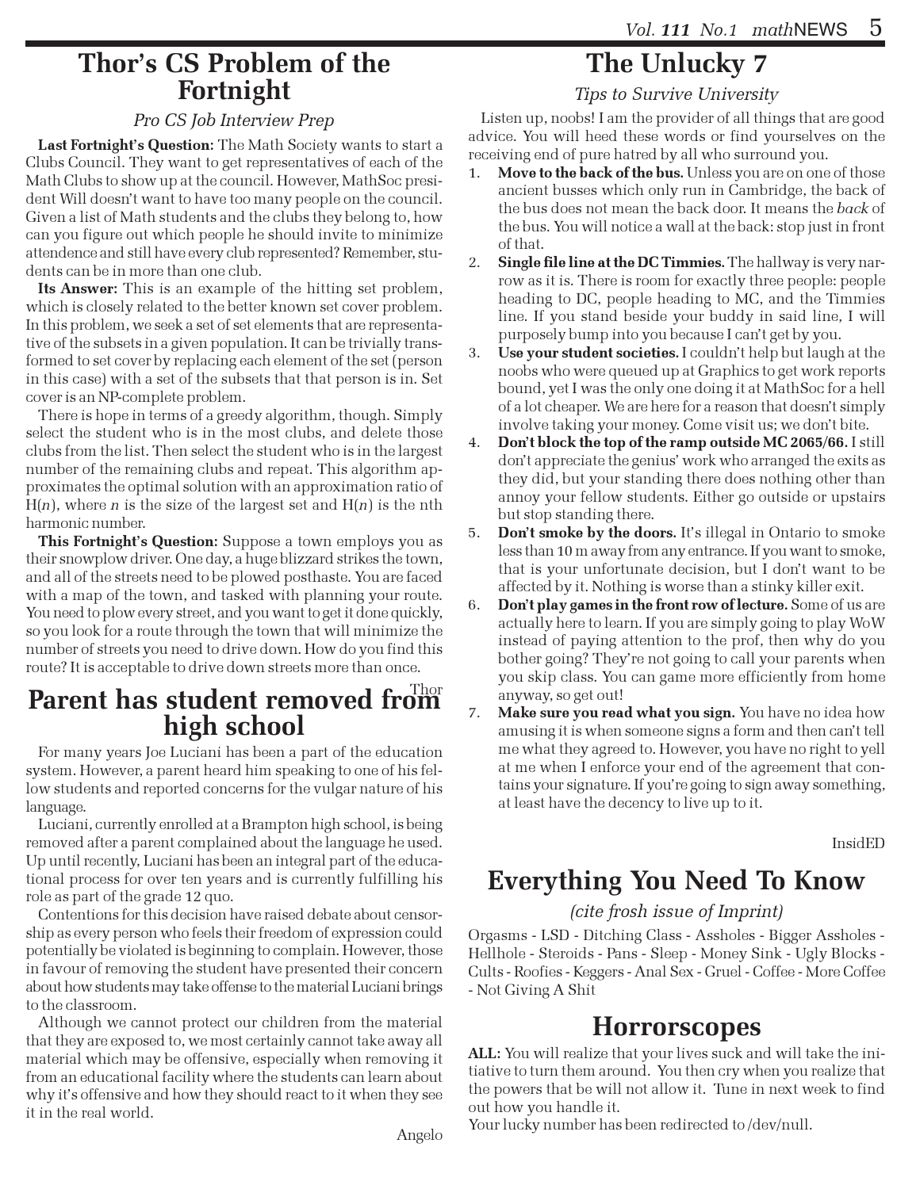## Thor's CS Problem of the Fortnight

*Pro CS Job Interview Prep*

**Last Fortnight's Question:** The Math Society wants to start a Clubs Council. They want to get representatives of each of the Math Clubs to show up at the council. However, MathSoc president Will doesn't want to have too many people on the council. Given a list of Math students and the clubs they belong to, how can you figure out which people he should invite to minimize attendence and still have every club represented? Remember, students can be in more than one club.

**Its Answer:** This is an example of the hitting set problem, which is closely related to the better known set cover problem. In this problem, we seek a set of set elements that are representative of the subsets in a given population. It can be trivially transformed to set cover by replacing each element of the set (person in this case) with a set of the subsets that that person is in. Set cover is an NP-complete problem.

There is hope in terms of a greedy algorithm, though. Simply select the student who is in the most clubs, and delete those clubs from the list. Then select the student who is in the largest number of the remaining clubs and repeat. This algorithm approximates the optimal solution with an approximation ratio of $H(n)$, where $n$ is the size of the largest set and $H(n)$ is the nth harmonic number.

**This Fortnight's Question:** Suppose a town employs you as their snowplow driver. One day, a huge blizzard strikes the town, and all of the streets need to be plowed posthaste. You are faced with a map of the town, and tasked with planning your route. You need to plow every street, and you want to get it done quickly, so you look for a route through the town that will minimize the number of streets you need to drive down. How do you find this route? It is acceptable to drive down streets more than once.

Thor

## Parent has student removed from high school

For many years Joe Luciani has been a part of the education system. However, a parent heard him speaking to one of his fellow students and reported concerns for the vulgar nature of his language.

Luciani, currently enrolled at a Brampton high school, is being removed after a parent complained about the language he used. Up until recently, Luciani has been an integral part of the educational process for over ten years and is currently fulfilling his role as part of the grade 12 quo.

Contentions for this decision have raised debate about censorship as every person who feels their freedom of expression could potentially be violated is beginning to complain. However, those in favour of removing the student have presented their concern about how students may take offense to the material Luciani brings to the classroom.

Although we cannot protect our children from the material that they are exposed to, we most certainly cannot take away all material which may be offensive, especially when removing it from an educational facility where the students can learn about why it's offensive and how they should react to it when they see it in the real world.

Angelo

## The Unlucky 7

*Tips to Survive University*

Listen up, noobs! I am the provider of all things that are good advice. You will heed these words or find yourselves on the receiving end of pure hatred by all who surround you.

1. **Move to the back of the bus.** Unless you are on one of those ancient busses which only run in Cambridge, the back of the bus does not mean the back door. It means the *back* of the bus. You will notice a wall at the back: stop just in front of that.
2. **Single file line at the DC Timmies.** The hallway is very narrow as it is. There is room for exactly three people: people heading to DC, people heading to MC, and the Timmies line. If you stand beside your buddy in said line, I will purposely bump into you because I can't get by you.
3. **Use your student societies.** I couldn't help but laugh at the noobs who were queued up at Graphics to get work reports bound, yet I was the only one doing it at MathSoc for a hell of a lot cheaper. We are here for a reason that doesn't simply involve taking your money. Come visit us; we don't bite.
4. **Don't block the top of the ramp outside MC 2065/66.** I still don't appreciate the genius' work who arranged the exits as they did, but your standing there does nothing other than annoy your fellow students. Either go outside or upstairs but stop standing there.
5. **Don't smoke by the doors.** It's illegal in Ontario to smoke less than 10 m away from any entrance. If you want to smoke, that is your unfortunate decision, but I don't want to be affected by it. Nothing is worse than a stinky killer exit.
6. **Don't play games in the front row of lecture.** Some of us are actually here to learn. If you are simply going to play WoW instead of paying attention to the prof, then why do you bother going? They're not going to call your parents when you skip class. You can game more efficiently from home anyway, so get out!
7. **Make sure you read what you sign.** You have no idea how amusing it is when someone signs a form and then can't tell me what they agreed to. However, you have no right to yell at me when I enforce your end of the agreement that contains your signature. If you're going to sign away something, at least have the decency to live up to it.

InsidED

## Everything You Need To Know

*(cite frosh issue of Imprint)*

Orgasms - LSD - Ditching Class - Assholes - Bigger Assholes - Hellhole - Steroids - Pans - Sleep - Money Sink - Ugly Blocks - Cults - Roofies - Keggers - Anal Sex - Gruel - Coffee - More Coffee - Not Giving A Shit

## Horrorscopes

**ALL:** You will realize that your lives suck and will take the initiative to turn them around. You then cry when you realize that the powers that be will not allow it. Tune in next week to find out how you handle it.

Your lucky number has been redirected to /dev/null.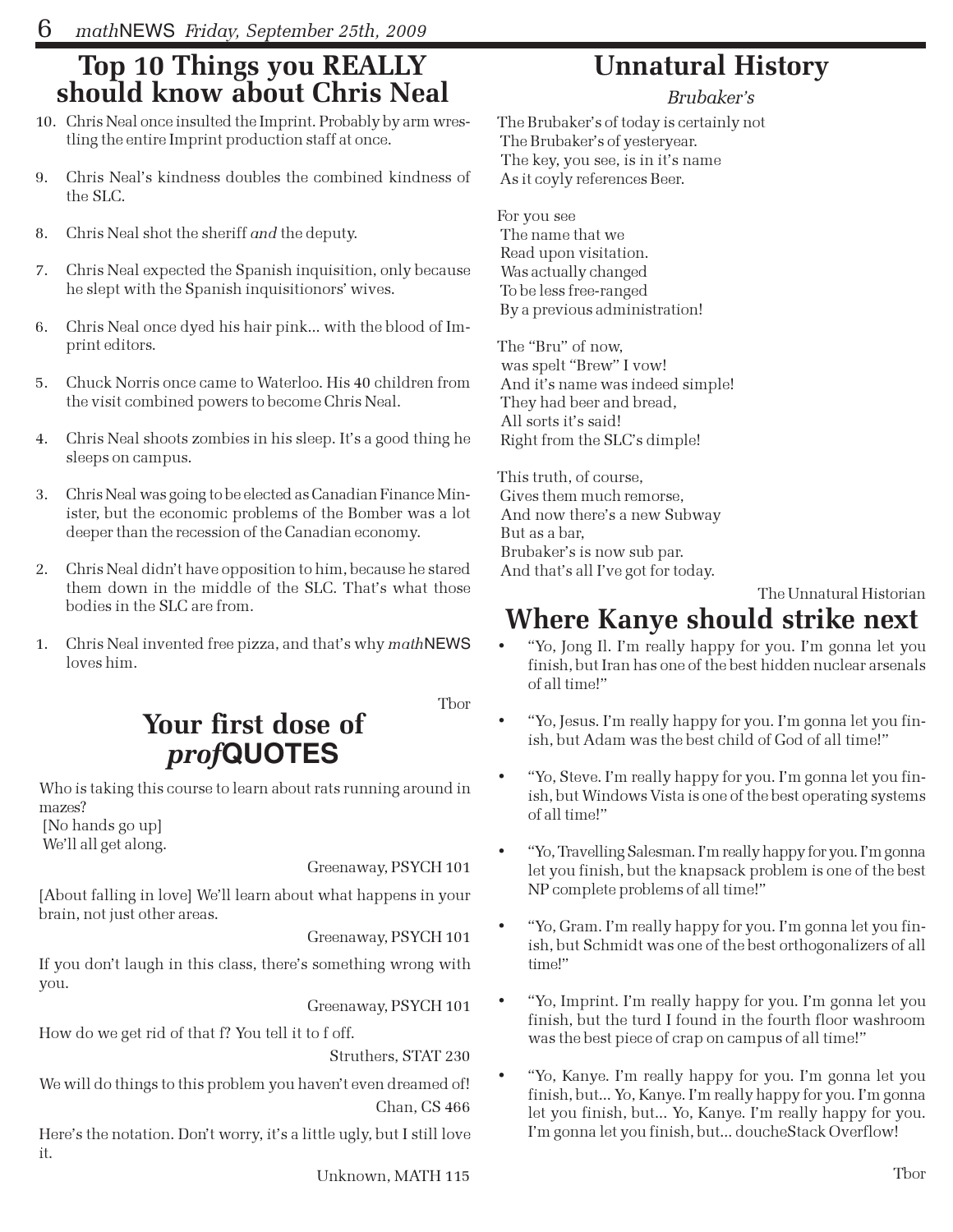## Top 10 Things you REALLY should know about Chris Neal

10. Chris Neal once insulted the Imprint. Probably by arm wrestling the entire Imprint production staff at once.

9. Chris Neal's kindness doubles the combined kindness of the SLC.

8. Chris Neal shot the sheriff *and* the deputy.

7. Chris Neal expected the Spanish inquisition, only because he slept with the Spanish inquisitionors' wives.

6. Chris Neal once dyed his hair pink... with the blood of Imprint editors.

5. Chuck Norris once came to Waterloo. His 40 children from the visit combined powers to become Chris Neal.

4. Chris Neal shoots zombies in his sleep. It's a good thing he sleeps on campus.

3. Chris Neal was going to be elected as Canadian Finance Minister, but the economic problems of the Bomber was a lot deeper than the recession of the Canadian economy.

2. Chris Neal didn't have opposition to him, because he stared them down in the middle of the SLC. That's what those bodies in the SLC are from.

1. Chris Neal invented free pizza, and that's why *math*NEWS loves him.

Tbor

## Your first dose of *prof*QUOTES

Who is taking this course to learn about rats running around in mazes?
[No hands go up]
We'll all get along.

Greenaway, PSYCH 101

[About falling in love] We'll learn about what happens in your brain, not just other areas.

Greenaway, PSYCH 101

If you don't laugh in this class, there's something wrong with you.

Greenaway, PSYCH 101

How do we get rid of that f? You tell it to f off.

Struthers, STAT 230

We will do things to this problem you haven't even dreamed of!

Chan, CS 466

Here's the notation. Don't worry, it's a little ugly, but I still love it.

Unknown, MATH 115

## Unnatural History

*Brubaker's*

The Brubaker's of today is certainly not
The Brubaker's of yesteryear.
The key, you see, is in it's name
As it coyly references Beer.

For you see
The name that we
Read upon visitation.
Was actually changed
To be less free-ranged
By a previous administration!

The "Bru" of now,
was spelt "Brew" I vow!
And it's name was indeed simple!
They had beer and bread,
All sorts it's said!
Right from the SLC's dimple!

This truth, of course,
Gives them much remorse,
And now there's a new Subway
But as a bar,
Brubaker's is now sub par.
And that's all I've got for today.

The Unnatural Historian

## Where Kanye should strike next

- "Yo, Jong Il. I'm really happy for you. I'm gonna let you finish, but Iran has one of the best hidden nuclear arsenals of all time!"

- "Yo, Jesus. I'm really happy for you. I'm gonna let you finish, but Adam was the best child of God of all time!"

- "Yo, Steve. I'm really happy for you. I'm gonna let you finish, but Windows Vista is one of the best operating systems of all time!"

- "Yo, Travelling Salesman. I'm really happy for you. I'm gonna let you finish, but the knapsack problem is one of the best NP complete problems of all time!"

- "Yo, Gram. I'm really happy for you. I'm gonna let you finish, but Schmidt was one of the best orthogonalizers of all time!"

- "Yo, Imprint. I'm really happy for you. I'm gonna let you finish, but the turd I found in the fourth floor washroom was the best piece of crap on campus of all time!"

- "Yo, Kanye. I'm really happy for you. I'm gonna let you finish, but... Yo, Kanye. I'm really happy for you. I'm gonna let you finish, but... Yo, Kanye. I'm really happy for you. I'm gonna let you finish, but... doucheStack Overflow!

Tbor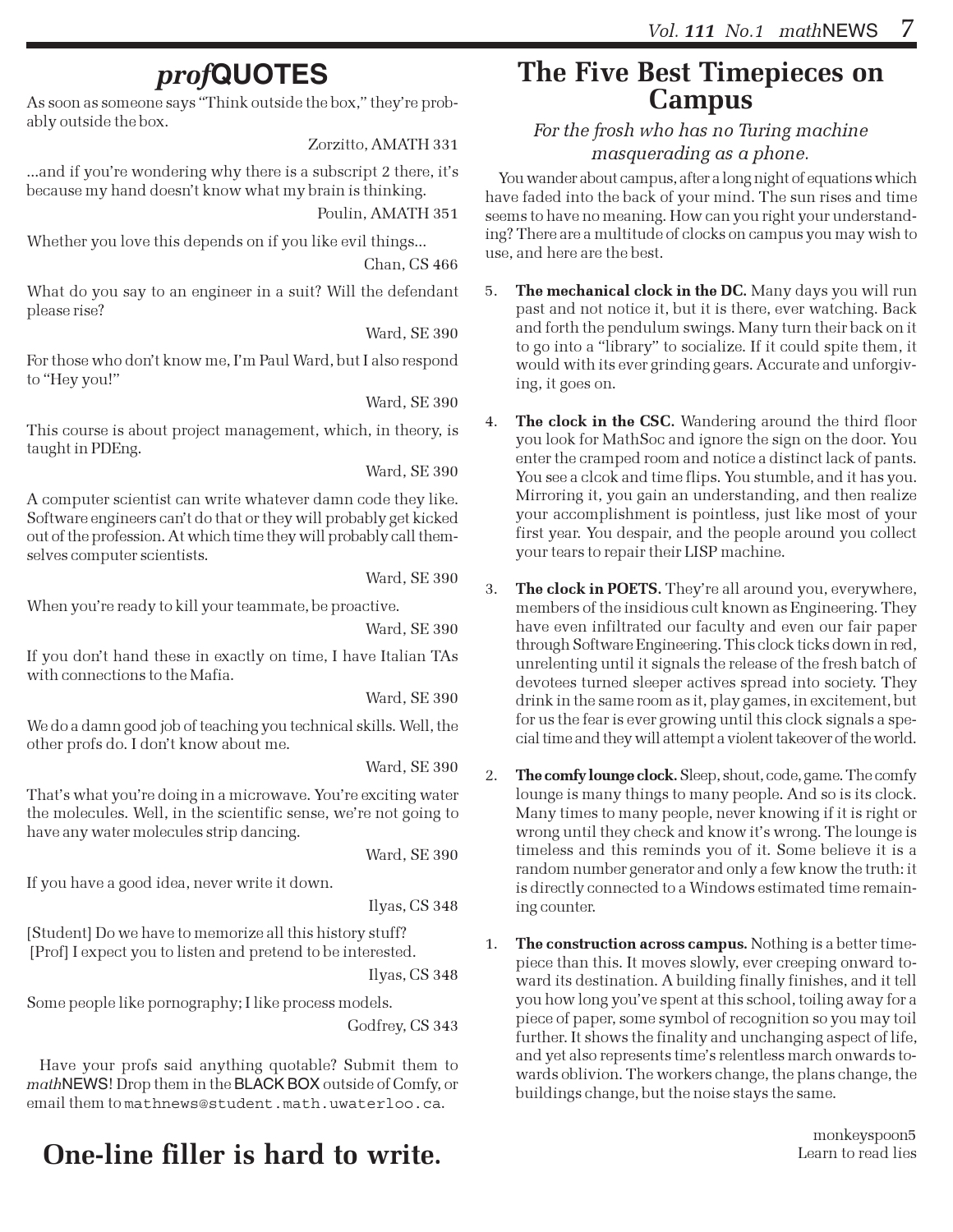# *prof*QUOTES

As soon as someone says "Think outside the box," they're probably outside the box.

Zorzitto, AMATH 331

...and if you're wondering why there is a subscript 2 there, it's because my hand doesn't know what my brain is thinking.

Poulin, AMATH 351

Whether you love this depends on if you like evil things...

Chan, CS 466

What do you say to an engineer in a suit? Will the defendant please rise?

Ward, SE 390

For those who don't know me, I'm Paul Ward, but I also respond to "Hey you!"

Ward, SE 390

This course is about project management, which, in theory, is taught in PDEng.

Ward, SE 390

A computer scientist can write whatever damn code they like. Software engineers can't do that or they will probably get kicked out of the profession. At which time they will probably call themselves computer scientists.

Ward, SE 390

When you're ready to kill your teammate, be proactive.

Ward, SE 390

If you don't hand these in exactly on time, I have Italian TAs with connections to the Mafia.

Ward, SE 390

We do a damn good job of teaching you technical skills. Well, the other profs do. I don't know about me.

Ward, SE 390

That's what you're doing in a microwave. You're exciting water the molecules. Well, in the scientific sense, we're not going to have any water molecules strip dancing.

Ward, SE 390

If you have a good idea, never write it down.

Ilyas, CS 348

[Student] Do we have to memorize all this history stuff?
[Prof] I expect you to listen and pretend to be interested.

Ilyas, CS 348

Some people like pornography; I like process models.

Godfrey, CS 343

Have your profs said anything quotable? Submit them to *math*NEWS! Drop them in the BLACK BOX outside of Comfy, or email them to mathnews@student.math.uwaterloo.ca.

# One-line filler is hard to write.

# The Five Best Timepieces on Campus

*For the frosh who has no Turing machine masquerading as a phone.*

You wander about campus, after a long night of equations which have faded into the back of your mind. The sun rises and time seems to have no meaning. How can you right your understanding? There are a multitude of clocks on campus you may wish to use, and here are the best.

5. **The mechanical clock in the DC.** Many days you will run past and not notice it, but it is there, ever watching. Back and forth the pendulum swings. Many turn their back on it to go into a "library" to socialize. If it could spite them, it would with its ever grinding gears. Accurate and unforgiving, it goes on.

4. **The clock in the CSC.** Wandering around the third floor you look for MathSoc and ignore the sign on the door. You enter the cramped room and notice a distinct lack of pants. You see a clcok and time flips. You stumble, and it has you. Mirroring it, you gain an understanding, and then realize your accomplishment is pointless, just like most of your first year. You despair, and the people around you collect your tears to repair their LISP machine.

3. **The clock in POETS.** They're all around you, everywhere, members of the insidious cult known as Engineering. They have even infiltrated our faculty and even our fair paper through Software Engineering. This clock ticks down in red, unrelenting until it signals the release of the fresh batch of devotees turned sleeper actives spread into society. They drink in the same room as it, play games, in excitement, but for us the fear is ever growing until this clock signals a special time and they will attempt a violent takeover of the world.

2. **The comfy lounge clock.** Sleep, shout, code, game. The comfy lounge is many things to many people. And so is its clock. Many times to many people, never knowing if it is right or wrong until they check and know it's wrong. The lounge is timeless and this reminds you of it. Some believe it is a random number generator and only a few know the truth: it is directly connected to a Windows estimated time remaining counter.

1. **The construction across campus.** Nothing is a better timepiece than this. It moves slowly, ever creeping onward toward its destination. A building finally finishes, and it tell you how long you've spent at this school, toiling away for a piece of paper, some symbol of recognition so you may toil further. It shows the finality and unchanging aspect of life, and yet also represents time's relentless march onwards towards oblivion. The workers change, the plans change, the buildings change, but the noise stays the same.

monkeyspoon5
Learn to read lies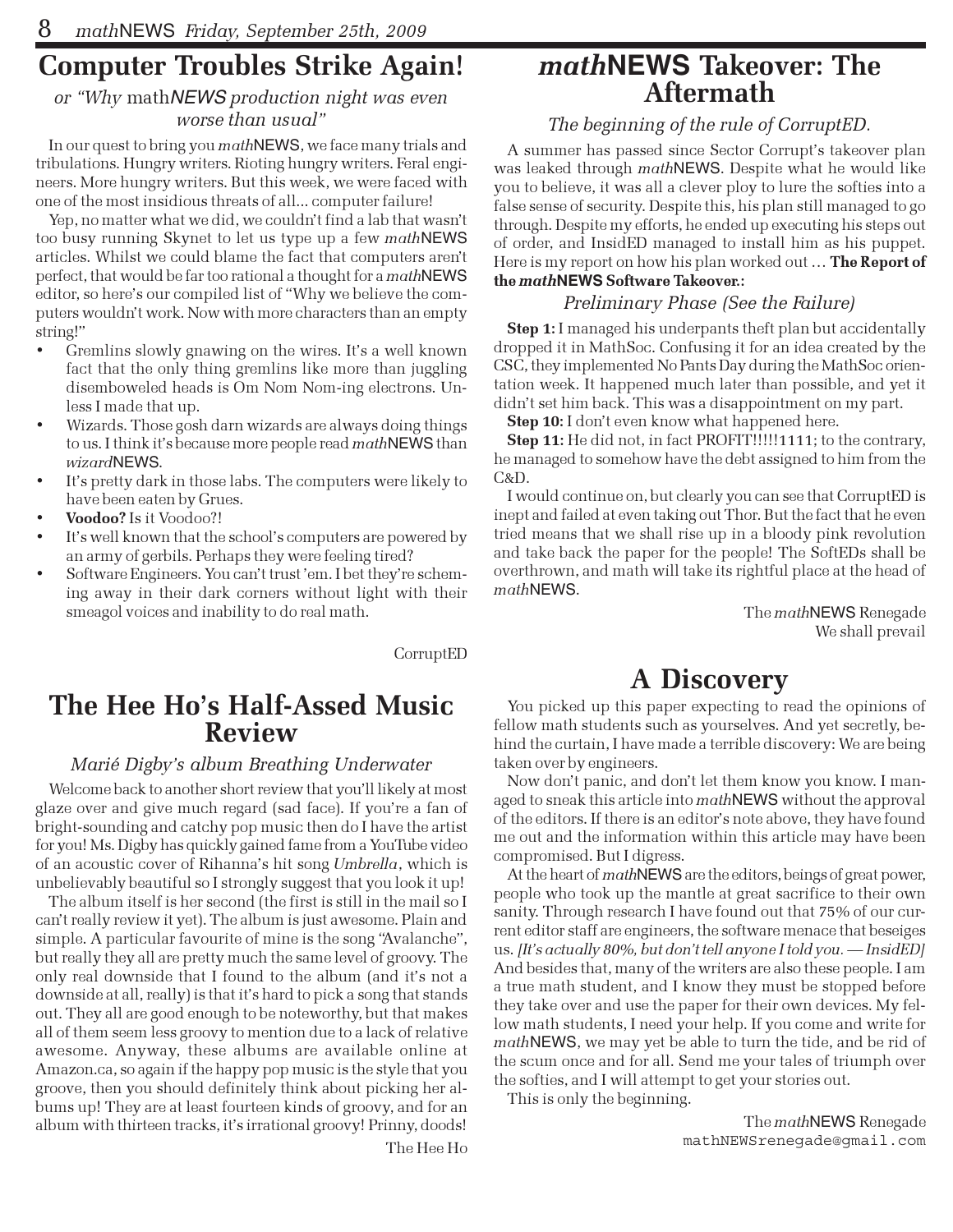## Computer Troubles Strike Again!

*or "Why mathNEWS production night was even worse than usual"*

In our quest to bring you *math*NEWS, we face many trials and tribulations. Hungry writers. Rioting hungry writers. Feral engineers. More hungry writers. But this week, we were faced with one of the most insidious threats of all... computer failure!

Yep, no matter what we did, we couldn't find a lab that wasn't too busy running Skynet to let us type up a few *math*NEWS articles. Whilst we could blame the fact that computers aren't perfect, that would be far too rational a thought for a *math*NEWS editor, so here's our compiled list of "Why we believe the computers wouldn't work. Now with more characters than an empty string!"

- Gremlins slowly gnawing on the wires. It's a well known fact that the only thing gremlins like more than juggling disemboweled heads is Om Nom Nom-ing electrons. Unless I made that up.
- Wizards. Those gosh darn wizards are always doing things to us. I think it's because more people read *math*NEWS than *wizard*NEWS.
- It's pretty dark in those labs. The computers were likely to have been eaten by Grues.
- **Voodoo?** Is it Voodoo?!
- It's well known that the school's computers are powered by an army of gerbils. Perhaps they were feeling tired?
- Software Engineers. You can't trust 'em. I bet they're scheming away in their dark corners without light with their smeagol voices and inability to do real math.

CorruptED

## The Hee Ho's Half-Assed Music Review

*Marié Digby's album Breathing Underwater*

Welcome back to another short review that you'll likely at most glaze over and give much regard (sad face). If you're a fan of bright-sounding and catchy pop music then do I have the artist for you! Ms. Digby has quickly gained fame from a YouTube video of an acoustic cover of Rihanna's hit song *Umbrella*, which is unbelievably beautiful so I strongly suggest that you look it up!

The album itself is her second (the first is still in the mail so I can't really review it yet). The album is just awesome. Plain and simple. A particular favourite of mine is the song "Avalanche", but really they all are pretty much the same level of groovy. The only real downside that I found to the album (and it's not a downside at all, really) is that it's hard to pick a song that stands out. They all are good enough to be noteworthy, but that makes all of them seem less groovy to mention due to a lack of relative awesome. Anyway, these albums are available online at Amazon.ca, so again if the happy pop music is the style that you groove, then you should definitely think about picking her albums up! They are at least fourteen kinds of groovy, and for an album with thirteen tracks, it's irrational groovy! Prinny, doods!

The Hee Ho

## *math*NEWS Takeover: The Aftermath

*The beginning of the rule of CorruptED.*

A summer has passed since Sector Corrupt's takeover plan was leaked through *math*NEWS. Despite what he would like you to believe, it was all a clever ploy to lure the softies into a false sense of security. Despite this, his plan still managed to go through. Despite my efforts, he ended up executing his steps out of order, and InsidED managed to install him as his puppet. Here is my report on how his plan worked out … **The Report of the *math*NEWS Software Takeover.:**

*Preliminary Phase (See the Failure)*

**Step 1:** I managed his underpants theft plan but accidentally dropped it in MathSoc. Confusing it for an idea created by the CSC, they implemented No Pants Day during the MathSoc orientation week. It happened much later than possible, and yet it didn't set him back. This was a disappointment on my part.

**Step 10:** I don't even know what happened here.

**Step 11:** He did not, in fact PROFIT!!!!!1111; to the contrary, he managed to somehow have the debt assigned to him from the C&D.

I would continue on, but clearly you can see that CorruptED is inept and failed at even taking out Thor. But the fact that he even tried means that we shall rise up in a bloody pink revolution and take back the paper for the people! The SoftEDs shall be overthrown, and math will take its rightful place at the head of *math*NEWS.

The *math*NEWS Renegade
We shall prevail

## A Discovery

You picked up this paper expecting to read the opinions of fellow math students such as yourselves. And yet secretly, behind the curtain, I have made a terrible discovery: We are being taken over by engineers.

Now don't panic, and don't let them know you know. I managed to sneak this article into *math*NEWS without the approval of the editors. If there is an editor's note above, they have found me out and the information within this article may have been compromised. But I digress.

At the heart of *math*NEWS are the editors, beings of great power, people who took up the mantle at great sacrifice to their own sanity. Through research I have found out that 75% of our current editor staff are engineers, the software menace that beseiges us. *[It's actually 80%, but don't tell anyone I told you. — InsidED]* And besides that, many of the writers are also these people. I am a true math student, and I know they must be stopped before they take over and use the paper for their own devices. My fellow math students, I need your help. If you come and write for *math*NEWS, we may yet be able to turn the tide, and be rid of the scum once and for all. Send me your tales of triumph over the softies, and I will attempt to get your stories out.

This is only the beginning.

The *math*NEWS Renegade
mathNEWSrenegade@gmail.com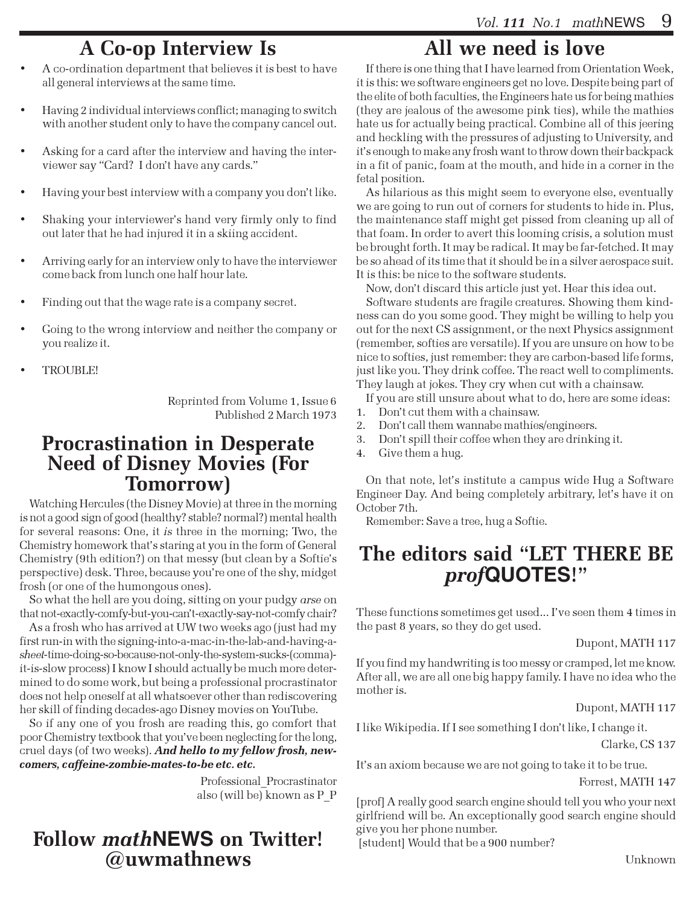## A Co-op Interview Is

- A co-ordination department that believes it is best to have all general interviews at the same time.
- Having 2 individual interviews conflict; managing to switch with another student only to have the company cancel out.
- Asking for a card after the interview and having the interviewer say "Card? I don't have any cards."
- Having your best interview with a company you don't like.
- Shaking your interviewer's hand very firmly only to find out later that he had injured it in a skiing accident.
- Arriving early for an interview only to have the interviewer come back from lunch one half hour late.
- Finding out that the wage rate is a company secret.
- Going to the wrong interview and neither the company or you realize it.
- TROUBLE!

Reprinted from Volume 1, Issue 6
Published 2 March 1973

## Procrastination in Desperate Need of Disney Movies (For Tomorrow)

Watching Hercules (the Disney Movie) at three in the morning is not a good sign of good (healthy? stable? normal?) mental health for several reasons: One, it *is* three in the morning; Two, the Chemistry homework that's staring at you in the form of General Chemistry (9th edition?) on that messy (but clean by a Softie's perspective) desk. Three, because you're one of the shy, midget frosh (or one of the humongous ones).

So what the hell are you doing, sitting on your pudgy *arse* on that not-exactly-comfy-but-you-can't-exactly-say-not-comfy chair?

As a frosh who has arrived at UW two weeks ago (just had my first run-in with the signing-into-a-mac-in-the-lab-and-having-a-*sheet*-time-doing-so-because-not-only-the-system-sucks-(comma)-it-is-slow process) I know I should actually be much more determined to do some work, but being a professional procrastinator does not help oneself at all whatsoever other than rediscovering her skill of finding decades-ago Disney movies on YouTube.

So if any one of you frosh are reading this, go comfort that poor Chemistry textbook that you've been neglecting for the long, cruel days (of two weeks). ***And hello to my fellow frosh, newcomers, caffeine-zombie-mates-to-be etc. etc.***

Professional_Procrastinator
also (will be) known as P_P

## Follow *math*NEWS on Twitter! @uwmathnews

## All we need is love

If there is one thing that I have learned from Orientation Week, it is this: we software engineers get no love. Despite being part of the elite of both faculties, the Engineers hate us for being mathies (they are jealous of the awesome pink ties), while the mathies hate us for actually being practical. Combine all of this jeering and heckling with the pressures of adjusting to University, and it's enough to make any frosh want to throw down their backpack in a fit of panic, foam at the mouth, and hide in a corner in the fetal position.

As hilarious as this might seem to everyone else, eventually we are going to run out of corners for students to hide in. Plus, the maintenance staff might get pissed from cleaning up all of that foam. In order to avert this looming crisis, a solution must be brought forth. It may be radical. It may be far-fetched. It may be so ahead of its time that it should be in a silver aerospace suit. It is this: be nice to the software students.

Now, don't discard this article just yet. Hear this idea out.

Software students are fragile creatures. Showing them kindness can do you some good. They might be willing to help you out for the next CS assignment, or the next Physics assignment (remember, softies are versatile). If you are unsure on how to be nice to softies, just remember: they are carbon-based life forms, just like you. They drink coffee. The react well to compliments. They laugh at jokes. They cry when cut with a chainsaw.

If you are still unsure about what to do, here are some ideas:

1. Don't cut them with a chainsaw.
2. Don't call them wannabe mathies/engineers.
3. Don't spill their coffee when they are drinking it.
4. Give them a hug.

On that note, let's institute a campus wide Hug a Software Engineer Day. And being completely arbitrary, let's have it on October 7th.

Remember: Save a tree, hug a Softie.

## The editors said "LET THERE BE *prof*QUOTES!"

These functions sometimes get used... I've seen them 4 times in the past 8 years, so they do get used.

Dupont, MATH 117

If you find my handwriting is too messy or cramped, let me know. After all, we are all one big happy family. I have no idea who the mother is.

Dupont, MATH 117

I like Wikipedia. If I see something I don't like, I change it.

Clarke, CS 137

It's an axiom because we are not going to take it to be true.

Forrest, MATH 147

[prof] A really good search engine should tell you who your next girlfriend will be. An exceptionally good search engine should give you her phone number.
[student] Would that be a 900 number?

Unknown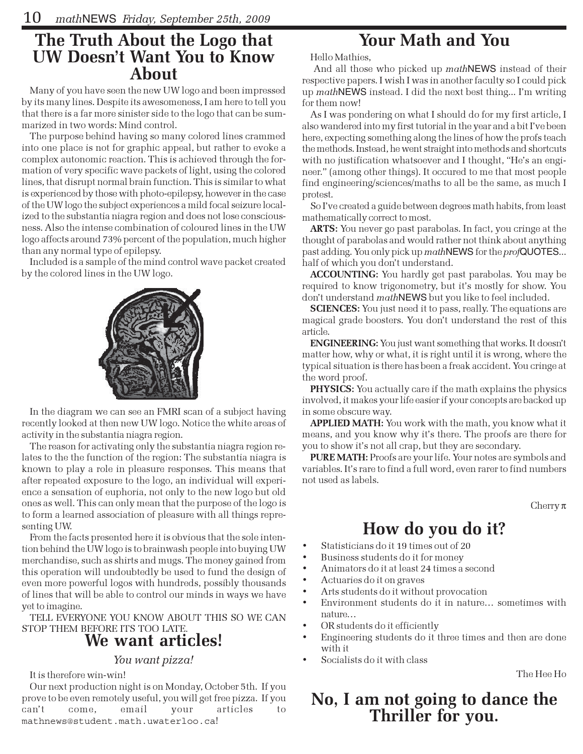# The Truth About the Logo that UW Doesn't Want You to Know About

Many of you have seen the new UW logo and been impressed by its many lines. Despite its awesomeness, I am here to tell you that there is a far more sinister side to the logo that can be summarized in two words: Mind control.

The purpose behind having so many colored lines crammed into one place is not for graphic appeal, but rather to evoke a complex autonomic reaction. This is achieved through the formation of very specific wave packets of light, using the colored lines, that disrupt normal brain function. This is similar to what is experienced by those with photo-epilepsy, however in the case of the UW logo the subject experiences a mild focal seizure localized to the substantia niagra region and does not lose consciousness. Also the intense combination of coloured lines in the UW logo affects around 73% percent of the population, much higher than any normal type of epilepsy.

Included is a sample of the mind control wave packet created by the colored lines in the UW logo.

In the diagram we can see an FMRI scan of a subject having recently looked at then new UW logo. Notice the white areas of activity in the substantia niagra region.

The reason for activating only the substantia niagra region relates to the the function of the region: The substantia niagra is known to play a role in pleasure responses. This means that after repeated exposure to the logo, an individual will experience a sensation of euphoria, not only to the new logo but old ones as well. This can only mean that the purpose of the logo is to form a learned association of pleasure with all things representing UW.

From the facts presented here it is obvious that the sole intention behind the UW logo is to brainwash people into buying UW merchandise, such as shirts and mugs. The money gained from this operation will undoubtedly be used to fund the design of even more powerful logos with hundreds, possibly thousands of lines that will be able to control our minds in ways we have yet to imagine.

TELL EVERYONE YOU KNOW ABOUT THIS SO WE CAN STOP THEM BEFORE ITS TOO LATE.

# We want articles!

*You want pizza!*

It is therefore win-win!

Our next production night is on Monday, October 5th. If you prove to be even remotely useful, you will get free pizza. If you can't come, email your articles to mathnews@student.math.uwaterloo.ca!

# Your Math and You

Hello Mathies,

And all those who picked up *math*NEWS instead of their respective papers. I wish I was in another faculty so I could pick up *math*NEWS instead. I did the next best thing... I'm writing for them now!

As I was pondering on what I should do for my first article, I also wandered into my first tutorial in the year and a bit I've been here, expecting something along the lines of how the profs teach the methods. Instead, he went straight into methods and shortcuts with no justification whatsoever and I thought, "He's an engineer." (among other things). It occured to me that most people find engineering/sciences/maths to all be the same, as much I protest.

So I've created a guide between degrees math habits, from least mathematically correct to most.

**ARTS:** You never go past parabolas. In fact, you cringe at the thought of parabolas and would rather not think about anything past adding. You only pick up *math*NEWS for the *prof*QUOTES... half of which you don't understand.

**ACCOUNTING:** You hardly get past parabolas. You may be required to know trigonometry, but it's mostly for show. You don't understand *math*NEWS but you like to feel included.

**SCIENCES:** You just need it to pass, really. The equations are magical grade boosters. You don't understand the rest of this article.

**ENGINEERING:** You just want something that works. It doesn't matter how, why or what, it is right until it is wrong, where the typical situation is there has been a freak accident. You cringe at the word proof.

**PHYSICS:** You actually care if the math explains the physics involved, it makes your life easier if your concepts are backed up in some obscure way.

**APPLIED MATH:** You work with the math, you know what it means, and you know why it's there. The proofs are there for you to show it's not all crap, but they are secondary.

**PURE MATH:** Proofs are your life. Your notes are symbols and variables. It's rare to find a full word, even rarer to find numbers not used as labels.

Cherry π

# How do you do it?

- Statisticians do it 19 times out of 20
- Business students do it for money
- Animators do it at least 24 times a second
- Actuaries do it on graves
- Arts students do it without provocation
- Environment students do it in nature… sometimes with nature…
- OR students do it efficiently
- Engineering students do it three times and then are done with it
- Socialists do it with class

The Hee Ho

# No, I am not going to dance the Thriller for you.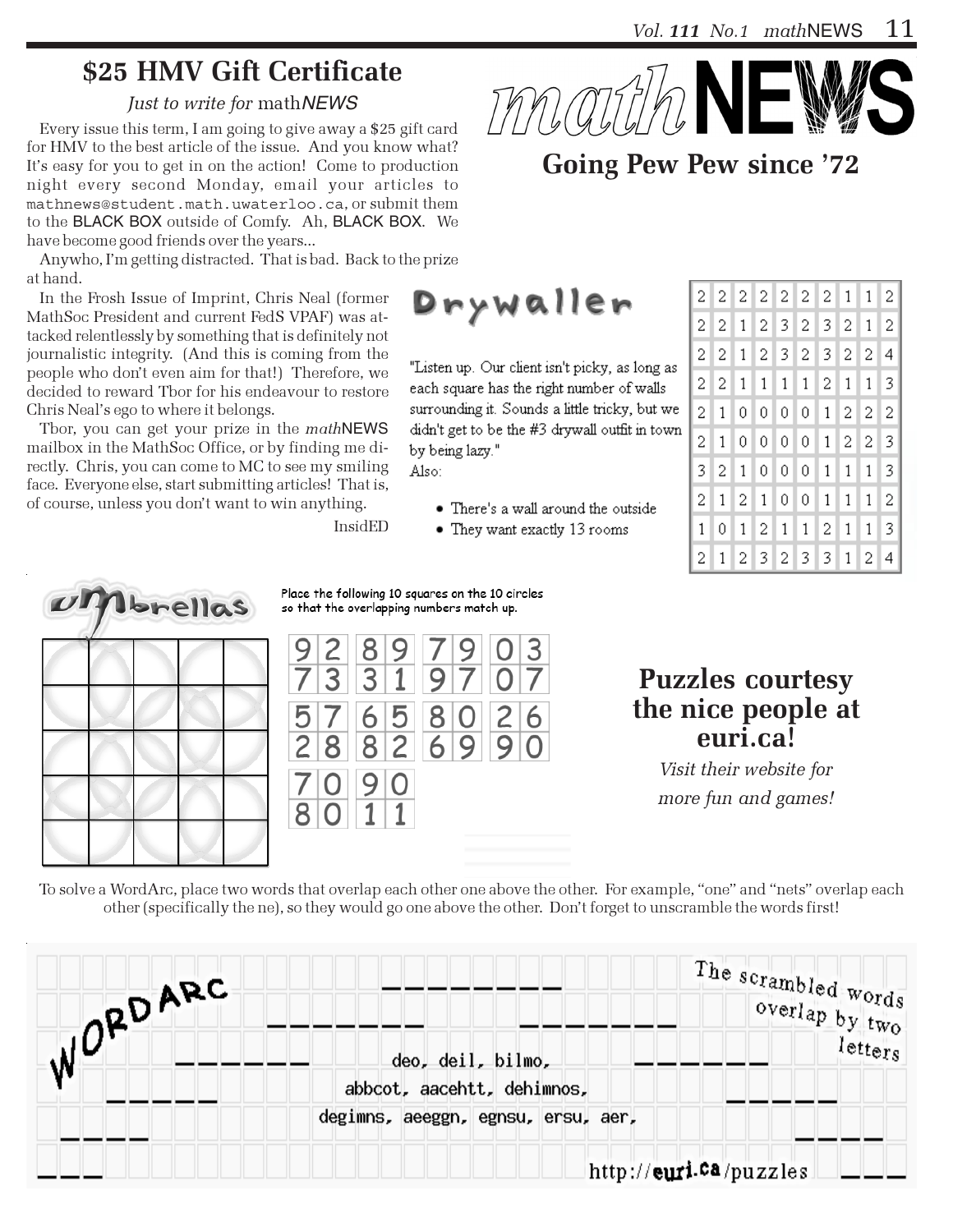## $25 HMV Gift Certificate

*Just to write for* math*NEWS*

Every issue this term, I am going to give away a $25 gift card for HMV to the best article of the issue. And you know what? It's easy for you to get in on the action! Come to production night every second Monday, email your articles to mathnews@student.math.uwaterloo.ca, or submit them to the BLACK BOX outside of Comfy. Ah, BLACK BOX. We have become good friends over the years...

Anywho, I'm getting distracted. That is bad. Back to the prize at hand.

In the Frosh Issue of Imprint, Chris Neal (former MathSoc President and current FedS VPAF) was attacked relentlessly by something that is definitely not journalistic integrity. (And this is coming from the people who don't even aim for that!) Therefore, we decided to reward Tbor for his endeavour to restore Chris Neal's ego to where it belongs.

Tbor, you can get your prize in the *math*NEWS mailbox in the MathSoc Office, or by finding me directly. Chris, you can come to MC to see my smiling face. Everyone else, start submitting articles! That is, of course, unless you don't want to win anything.

InsidED

# mathNEWS

**Going Pew Pew since '72**

## Drywaller

"Listen up. Our client isn't picky, as long as each square has the right number of walls surrounding it. Sounds a little tricky, but we didn't get to be the #3 drywall outfit in town by being lazy."

Also:

- There's a wall around the outside
- They want exactly 13 rooms

| | | | | | | | | | |
|---|---|---|---|---|---|---|---|---|---|
| 2 | 2 | 2 | 2 | 2 | 2 | 2 | 1 | 1 | 2 |
| 2 | 2 | 1 | 2 | 3 | 2 | 3 | 2 | 1 | 2 |
| 2 | 2 | 1 | 2 | 3 | 2 | 3 | 2 | 2 | 4 |
| 2 | 2 | 1 | 1 | 1 | 1 | 2 | 1 | 1 | 3 |
| 2 | 1 | 0 | 0 | 0 | 0 | 1 | 2 | 2 | 2 |
| 2 | 1 | 0 | 0 | 0 | 0 | 1 | 2 | 2 | 3 |
| 3 | 2 | 1 | 0 | 0 | 0 | 1 | 1 | 1 | 3 |
| 2 | 1 | 2 | 1 | 0 | 0 | 1 | 1 | 1 | 2 |
| 1 | 0 | 1 | 2 | 1 | 1 | 2 | 1 | 1 | 3 |
| 2 | 1 | 2 | 3 | 2 | 3 | 3 | 1 | 2 | 4 |

## Umbrellas

Place the following 10 squares on the 10 circles so that the overlapping numbers match up.

| | | | | | | | |
|---|---|---|---|---|---|---|---|
| 9 2 | 8 9 | 7 9 | 0 3 |
| 7 3 | 3 1 | 9 7 | 0 7 |

| | | | |
|---|---|---|---|
| 5 7 | 6 5 | 8 0 | 2 6 |
| 2 8 | 8 2 | 6 9 | 9 0 |

| | |
|---|---|
| 7 0 | 9 0 |
| 8 0 | 1 1 |

**Puzzles courtesy the nice people at euri.ca!**

*Visit their website for more fun and games!*

To solve a WordArc, place two words that overlap each other one above the other. For example, "one" and "nets" overlap each other (specifically the ne), so they would go one above the other. Don't forget to unscramble the words first!

## WordArc

The scrambled words overlap by two letters

deo, deil, bilmo,

abbcot, aacehtt, dehimnos,

degimns, aeeggn, egnsu, ersu, aer,

http://euri.ca/puzzles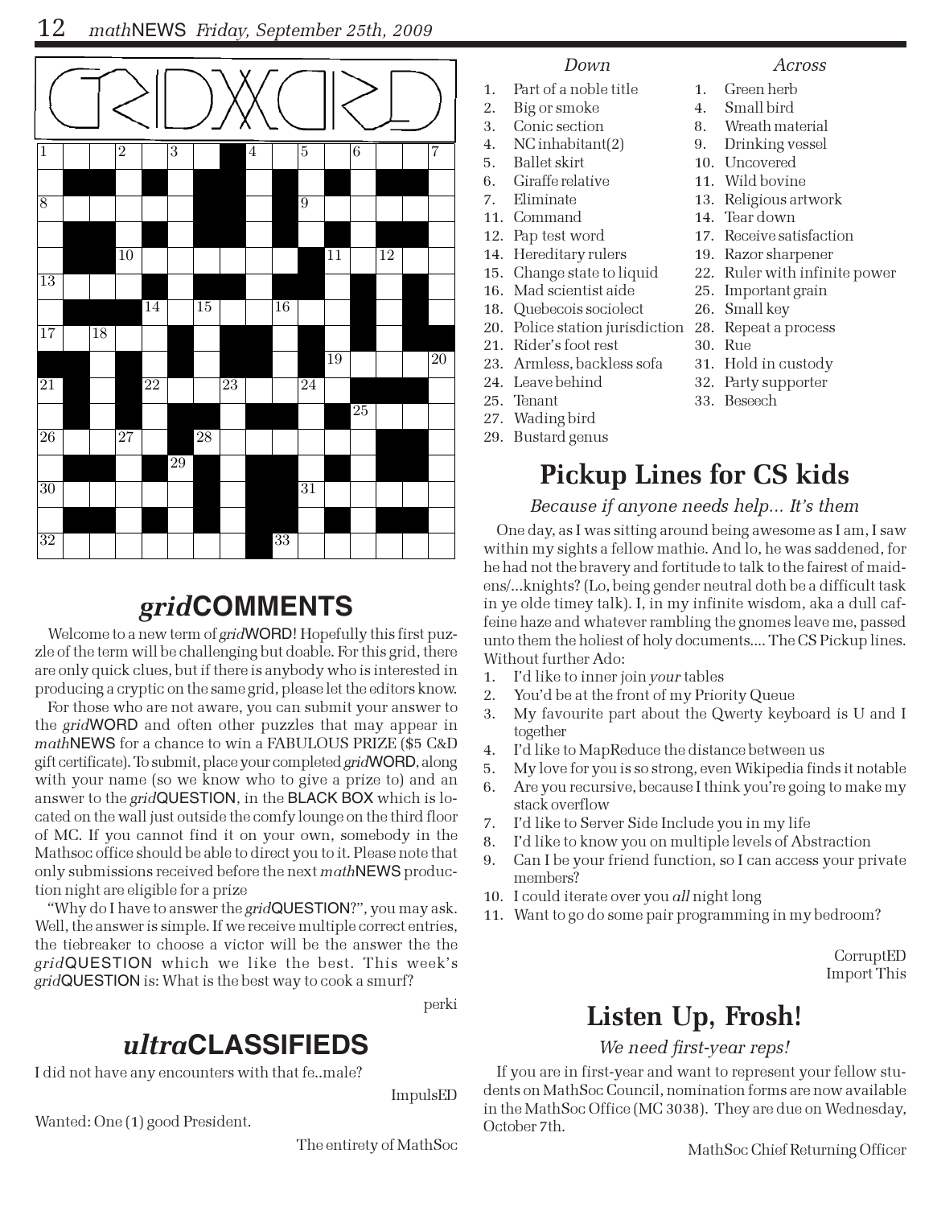# gridWORD

### Down

1. Part of a noble title
2. Big or smoke
3. Conic section
4. NC inhabitant(2)
5. Ballet skirt
6. Giraffe relative
7. Eliminate
11. Command
12. Pap test word
14. Hereditary rulers
15. Change state to liquid
16. Mad scientist aide
18. Quebecois sociolect
20. Police station jurisdiction
21. Rider's foot rest
23. Armless, backless sofa
24. Leave behind
25. Tenant
27. Wading bird
29. Bustard genus

### Across

1. Green herb
4. Small bird
8. Wreath material
9. Drinking vessel
10. Uncovered
11. Wild bovine
13. Religious artwork
14. Tear down
17. Receive satisfaction
19. Razor sharpener
22. Ruler with infinite power
25. Important grain
26. Small key
28. Repeat a process
30. Rue
31. Hold in custody
32. Party supporter
33. Beseech

## *grid*COMMENTS

Welcome to a new term of *grid*WORD! Hopefully this first puzzle of the term will be challenging but doable. For this grid, there are only quick clues, but if there is anybody who is interested in producing a cryptic on the same grid, please let the editors know.

For those who are not aware, you can submit your answer to the *grid*WORD and often other puzzles that may appear in *math*NEWS for a chance to win a FABULOUS PRIZE ($5 C&D gift certificate). To submit, place your completed *grid*WORD, along with your name (so we know who to give a prize to) and an answer to the *grid*QUESTION, in the BLACK BOX which is located on the wall just outside the comfy lounge on the third floor of MC. If you cannot find it on your own, somebody in the Mathsoc office should be able to direct you to it. Please note that only submissions received before the next *math*NEWS production night are eligible for a prize

"Why do I have to answer the *grid*QUESTION?", you may ask. Well, the answer is simple. If we receive multiple correct entries, the tiebreaker to choose a victor will be the answer the the *grid*QUESTION which we like the best. This week's *grid*QUESTION is: What is the best way to cook a smurf?

perki

## *ultra*CLASSIFIEDS

I did not have any encounters with that fe..male?

ImpulsED

Wanted: One (1) good President.

The entirety of MathSoc

## Pickup Lines for CS kids

*Because if anyone needs help... It's them*

One day, as I was sitting around being awesome as I am, I saw within my sights a fellow mathie. And lo, he was saddened, for he had not the bravery and fortitude to talk to the fairest of maidens/...knights? (Lo, being gender neutral doth be a difficult task in ye olde timey talk). I, in my infinite wisdom, aka a dull caffeine haze and whatever rambling the gnomes leave me, passed unto them the holiest of holy documents.... The CS Pickup lines. Without further Ado:

1. I'd like to inner join *your* tables
2. You'd be at the front of my Priority Queue
3. My favourite part about the Qwerty keyboard is U and I together
4. I'd like to MapReduce the distance between us
5. My love for you is so strong, even Wikipedia finds it notable
6. Are you recursive, because I think you're going to make my stack overflow
7. I'd like to Server Side Include you in my life
8. I'd like to know you on multiple levels of Abstraction
9. Can I be your friend function, so I can access your private members?
10. I could iterate over you *all* night long
11. Want to go do some pair programming in my bedroom?

CorruptED
Import This

## Listen Up, Frosh!

*We need first-year reps!*

If you are in first-year and want to represent your fellow students on MathSoc Council, nomination forms are now available in the MathSoc Office (MC 3038). They are due on Wednesday, October 7th.

MathSoc Chief Returning Officer